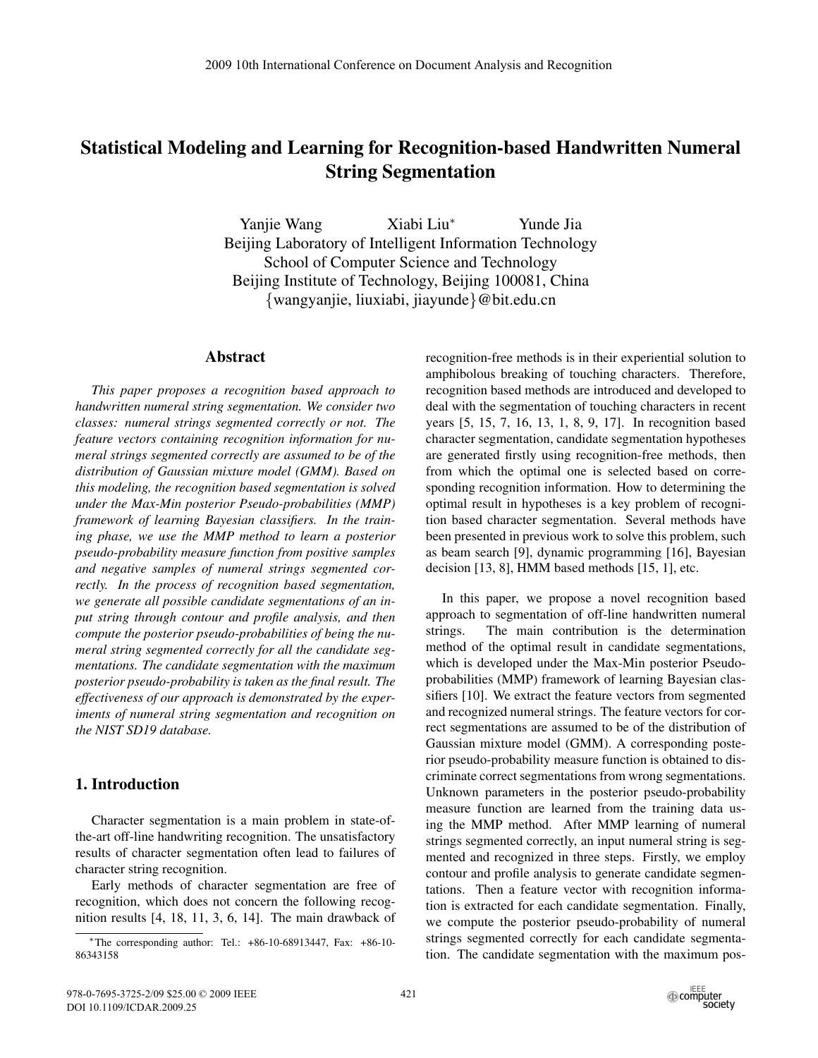# Statistical Modeling and Learning for Recognition-based Handwritten Numeral String Segmentation

Yanjie Wang Xiabi Liu* Yunde Jia
Beijing Laboratory of Intelligent Information Technology
School of Computer Science and Technology
Beijing Institute of Technology, Beijing 100081, China
{wangyanjie, liuxiabi, jiayunde}@bit.edu.cn

## Abstract

*This paper proposes a recognition based approach to handwritten numeral string segmentation. We consider two classes: numeral strings segmented correctly or not. The feature vectors containing recognition information for numeral strings segmented correctly are assumed to be of the distribution of Gaussian mixture model (GMM). Based on this modeling, the recognition based segmentation is solved under the Max-Min posterior Pseudo-probabilities (MMP) framework of learning Bayesian classifiers. In the training phase, we use the MMP method to learn a posterior pseudo-probability measure function from positive samples and negative samples of numeral strings segmented correctly. In the process of recognition based segmentation, we generate all possible candidate segmentations of an input string through contour and profile analysis, and then compute the posterior pseudo-probabilities of being the numeral string segmented correctly for all the candidate segmentations. The candidate segmentation with the maximum posterior pseudo-probability is taken as the final result. The effectiveness of our approach is demonstrated by the experiments of numeral string segmentation and recognition on the NIST SD19 database.*

## 1. Introduction

Character segmentation is a main problem in state-of-the-art off-line handwriting recognition. The unsatisfactory results of character segmentation often lead to failures of character string recognition.

Early methods of character segmentation are free of recognition, which does not concern the following recognition results [4, 18, 11, 3, 6, 14]. The main drawback of recognition-free methods is in their experiential solution to amphibolous breaking of touching characters. Therefore, recognition based methods are introduced and developed to deal with the segmentation of touching characters in recent years [5, 15, 7, 16, 13, 1, 8, 9, 17]. In recognition based character segmentation, candidate segmentation hypotheses are generated firstly using recognition-free methods, then from which the optimal one is selected based on corresponding recognition information. How to determining the optimal result in hypotheses is a key problem of recognition based character segmentation. Several methods have been presented in previous work to solve this problem, such as beam search [9], dynamic programming [16], Bayesian decision [13, 8], HMM based methods [15, 1], etc.

In this paper, we propose a novel recognition based approach to segmentation of off-line handwritten numeral strings. The main contribution is the determination method of the optimal result in candidate segmentations, which is developed under the Max-Min posterior Pseudo-probabilities (MMP) framework of learning Bayesian classifiers [10]. We extract the feature vectors from segmented and recognized numeral strings. The feature vectors for correct segmentations are assumed to be of the distribution of Gaussian mixture model (GMM). A corresponding posterior pseudo-probability measure function is obtained to discriminate correct segmentations from wrong segmentations. Unknown parameters in the posterior pseudo-probability measure function are learned from the training data using the MMP method. After MMP learning of numeral strings segmented correctly, an input numeral string is segmented and recognized in three steps. Firstly, we employ contour and profile analysis to generate candidate segmentations. Then a feature vector with recognition information is extracted for each candidate segmentation. Finally, we compute the posterior pseudo-probability of numeral strings segmented correctly for each candidate segmentation. The candidate segmentation with the maximum pos-

*The corresponding author: Tel.: +86-10-68913447, Fax: +86-10-86343158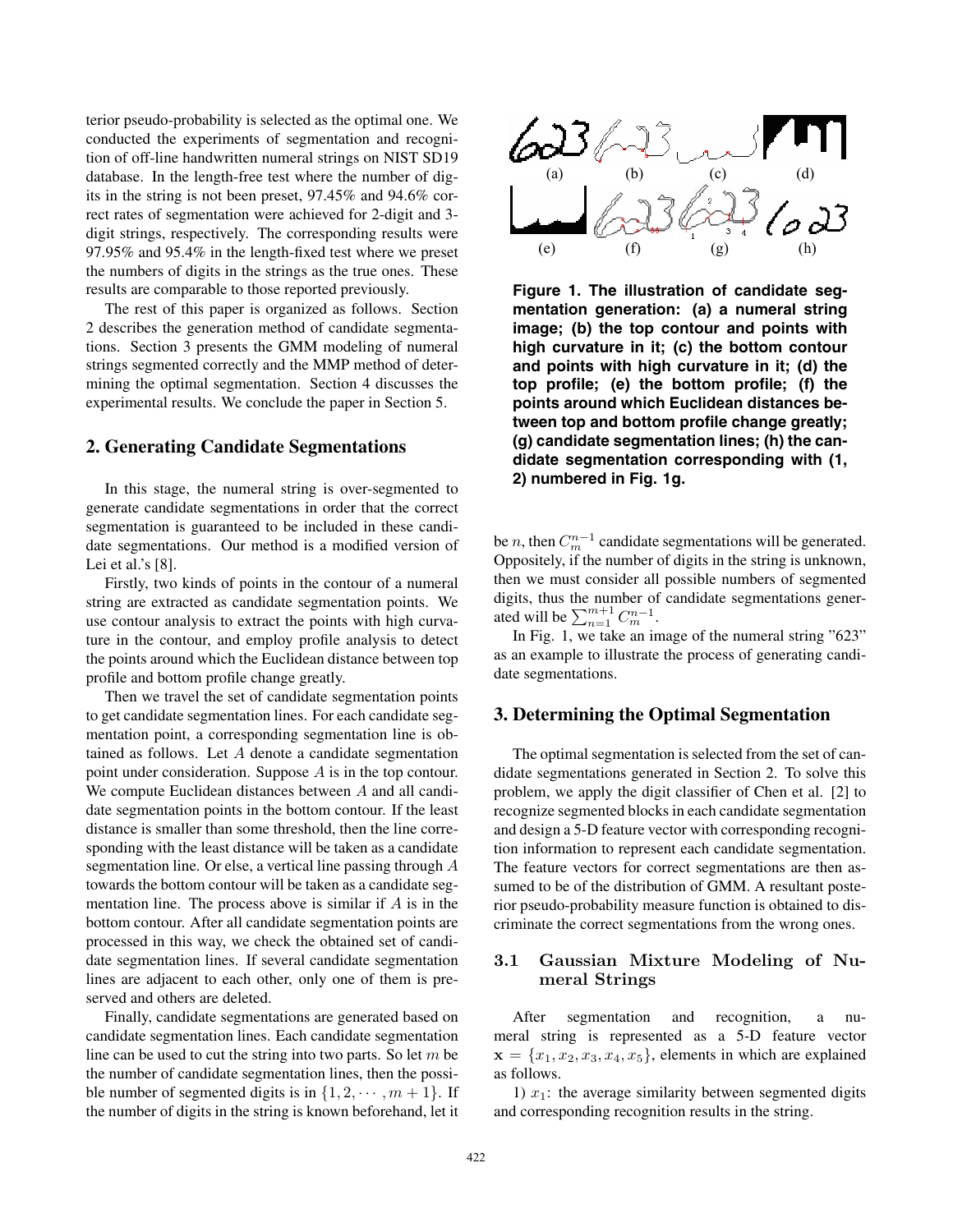terior pseudo-probability is selected as the optimal one. We conducted the experiments of segmentation and recognition of off-line handwritten numeral strings on NIST SD19 database. In the length-free test where the number of digits in the string is not been preset, 97.45% and 94.6% correct rates of segmentation were achieved for 2-digit and 3-digit strings, respectively. The corresponding results were 97.95% and 95.4% in the length-fixed test where we preset the numbers of digits in the strings as the true ones. These results are comparable to those reported previously.

The rest of this paper is organized as follows. Section 2 describes the generation method of candidate segmentations. Section 3 presents the GMM modeling of numeral strings segmented correctly and the MMP method of determining the optimal segmentation. Section 4 discusses the experimental results. We conclude the paper in Section 5.

## 2. Generating Candidate Segmentations

In this stage, the numeral string is over-segmented to generate candidate segmentations in order that the correct segmentation is guaranteed to be included in these candidate segmentations. Our method is a modified version of Lei et al.'s [8].

Firstly, two kinds of points in the contour of a numeral string are extracted as candidate segmentation points. We use contour analysis to extract the points with high curvature in the contour, and employ profile analysis to detect the points around which the Euclidean distance between top profile and bottom profile change greatly.

Then we travel the set of candidate segmentation points to get candidate segmentation lines. For each candidate segmentation point, a corresponding segmentation line is obtained as follows. Let $A$ denote a candidate segmentation point under consideration. Suppose $A$ is in the top contour. We compute Euclidean distances between $A$ and all candidate segmentation points in the bottom contour. If the least distance is smaller than some threshold, then the line corresponding with the least distance will be taken as a candidate segmentation line. Or else, a vertical line passing through $A$ towards the bottom contour will be taken as a candidate segmentation line. The process above is similar if $A$ is in the bottom contour. After all candidate segmentation points are processed in this way, we check the obtained set of candidate segmentation lines. If several candidate segmentation lines are adjacent to each other, only one of them is preserved and others are deleted.

Finally, candidate segmentations are generated based on candidate segmentation lines. Each candidate segmentation line can be used to cut the string into two parts. So let $m$ be the number of candidate segmentation lines, then the possible number of segmented digits is in $\{1, 2, \cdots, m+1\}$. If the number of digits in the string is known beforehand, let it be $n$, then $C_m^{n-1}$ candidate segmentations will be generated. Oppositely, if the number of digits in the string is unknown, then we must consider all possible numbers of segmented digits, thus the number of candidate segmentations generated will be $\sum_{n=1}^{m+1} C_m^{n-1}$.

In Fig. 1, we take an image of the numeral string "623" as an example to illustrate the process of generating candidate segmentations.

(a) (b) (c) (d)

(e) (f) (g) (h)

**Figure 1. The illustration of candidate segmentation generation: (a) a numeral string image; (b) the top contour and points with high curvature in it; (c) the bottom contour and points with high curvature in it; (d) the top profile; (e) the bottom profile; (f) the points around which Euclidean distances between top and bottom profile change greatly; (g) candidate segmentation lines; (h) the candidate segmentation corresponding with (1, 2) numbered in Fig. 1g.**

## 3. Determining the Optimal Segmentation

The optimal segmentation is selected from the set of candidate segmentations generated in Section 2. To solve this problem, we apply the digit classifier of Chen et al. [2] to recognize segmented blocks in each candidate segmentation and design a 5-D feature vector with corresponding recognition information to represent each candidate segmentation. The feature vectors for correct segmentations are then assumed to be of the distribution of GMM. A resultant posterior pseudo-probability measure function is obtained to discriminate the correct segmentations from the wrong ones.

### 3.1 Gaussian Mixture Modeling of Numeral Strings

After segmentation and recognition, a numeral string is represented as a 5-D feature vector $\mathbf{x} = \{x_1, x_2, x_3, x_4, x_5\}$, elements in which are explained as follows.

1) $x_1$: the average similarity between segmented digits and corresponding recognition results in the string.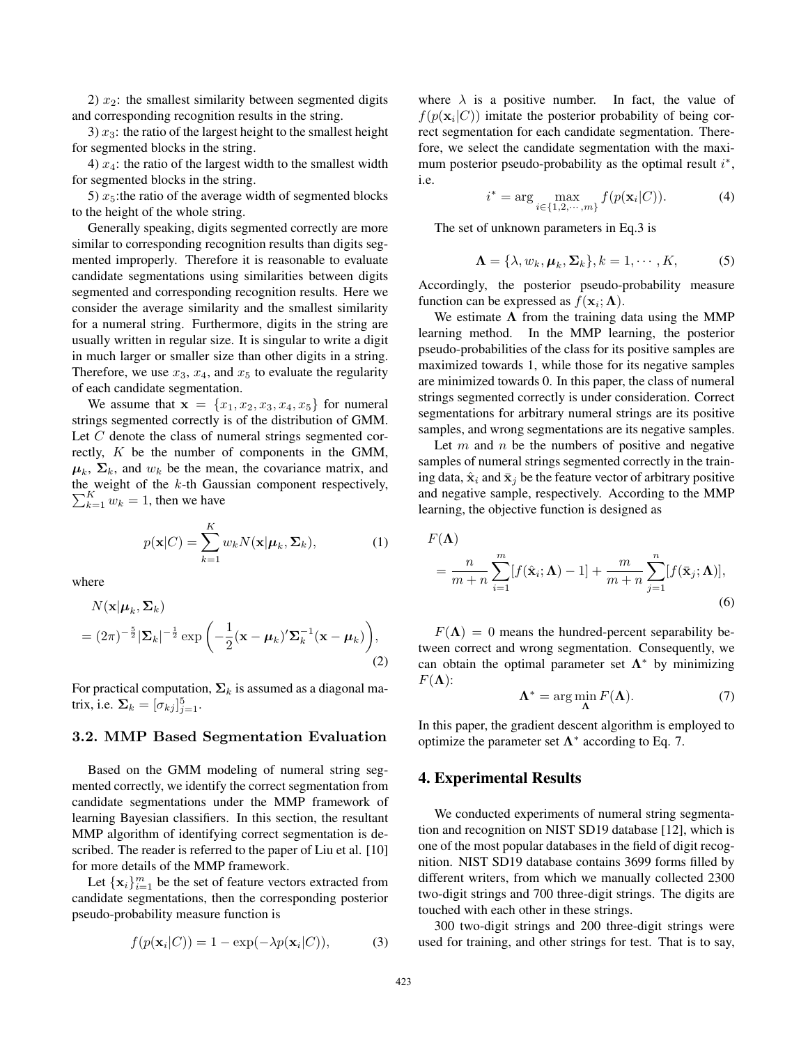2) $x_2$: the smallest similarity between segmented digits and corresponding recognition results in the string.

3) $x_3$: the ratio of the largest height to the smallest height for segmented blocks in the string.

4) $x_4$: the ratio of the largest width to the smallest width for segmented blocks in the string.

5) $x_5$:the ratio of the average width of segmented blocks to the height of the whole string.

Generally speaking, digits segmented correctly are more similar to corresponding recognition results than digits segmented improperly. Therefore it is reasonable to evaluate candidate segmentations using similarities between digits segmented and corresponding recognition results. Here we consider the average similarity and the smallest similarity for a numeral string. Furthermore, digits in the string are usually written in regular size. It is singular to write a digit in much larger or smaller size than other digits in a string. Therefore, we use $x_3$, $x_4$, and $x_5$ to evaluate the regularity of each candidate segmentation.

We assume that $\mathbf{x} = \{x_1, x_2, x_3, x_4, x_5\}$ for numeral strings segmented correctly is of the distribution of GMM. Let $C$ denote the class of numeral strings segmented correctly, $K$ be the number of components in the GMM, $\boldsymbol{\mu}_k$, $\boldsymbol{\Sigma}_k$, and $w_k$ be the mean, the covariance matrix, and the weight of the $k$-th Gaussian component respectively, $\sum_{k=1}^{K} w_k = 1$, then we have

$$p(\mathbf{x}|C) = \sum_{k=1}^{K} w_k N(\mathbf{x}|\boldsymbol{\mu}_k, \boldsymbol{\Sigma}_k), \tag{1}$$

where

$$N(\mathbf{x}|\boldsymbol{\mu}_k, \boldsymbol{\Sigma}_k) = (2\pi)^{-\frac{5}{2}} |\boldsymbol{\Sigma}_k|^{-\frac{1}{2}} \exp\left(-\frac{1}{2}(\mathbf{x} - \boldsymbol{\mu}_k)' \boldsymbol{\Sigma}_k^{-1} (\mathbf{x} - \boldsymbol{\mu}_k)\right), \tag{2}$$

For practical computation, $\boldsymbol{\Sigma}_k$ is assumed as a diagonal matrix, i.e. $\boldsymbol{\Sigma}_k = [\sigma_{kj}]_{j=1}^{5}$.

### 3.2. MMP Based Segmentation Evaluation

Based on the GMM modeling of numeral string segmented correctly, we identify the correct segmentation from candidate segmentations under the MMP framework of learning Bayesian classifiers. In this section, the resultant MMP algorithm of identifying correct segmentation is described. The reader is referred to the paper of Liu et al. [10] for more details of the MMP framework.

Let $\{\mathbf{x}_i\}_{i=1}^{m}$ be the set of feature vectors extracted from candidate segmentations, then the corresponding posterior pseudo-probability measure function is

$$f(p(\mathbf{x}_i|C)) = 1 - \exp(-\lambda p(\mathbf{x}_i|C)), \tag{3}$$

where $\lambda$ is a positive number. In fact, the value of $f(p(\mathbf{x}_i|C))$ imitate the posterior probability of being correct segmentation for each candidate segmentation. Therefore, we select the candidate segmentation with the maximum posterior pseudo-probability as the optimal result $i^*$, i.e.

$$i^* = \arg \max_{i \in \{1,2,\cdots,m\}} f(p(\mathbf{x}_i|C)). \tag{4}$$

The set of unknown parameters in Eq.3 is

$$\boldsymbol{\Lambda} = \{\lambda, w_k, \boldsymbol{\mu}_k, \boldsymbol{\Sigma}_k\}, k = 1, \cdots, K, \tag{5}$$

Accordingly, the posterior pseudo-probability measure function can be expressed as $f(\mathbf{x}_i; \boldsymbol{\Lambda})$.

We estimate $\boldsymbol{\Lambda}$ from the training data using the MMP learning method. In the MMP learning, the posterior pseudo-probabilities of the class for its positive samples are maximized towards 1, while those for its negative samples are minimized towards 0. In this paper, the class of numeral strings segmented correctly is under consideration. Correct segmentations for arbitrary numeral strings are its positive samples, and wrong segmentations are its negative samples.

Let $m$ and $n$ be the numbers of positive and negative samples of numeral strings segmented correctly in the training data, $\hat{\mathbf{x}}_i$ and $\bar{\mathbf{x}}_j$ be the feature vector of arbitrary positive and negative sample, respectively. According to the MMP learning, the objective function is designed as

$$F(\boldsymbol{\Lambda}) = \frac{n}{m+n} \sum_{i=1}^{m} [f(\hat{\mathbf{x}}_i; \boldsymbol{\Lambda}) - 1] + \frac{m}{m+n} \sum_{j=1}^{n} [f(\bar{\mathbf{x}}_j; \boldsymbol{\Lambda})], \tag{6}$$

$F(\boldsymbol{\Lambda}) = 0$ means the hundred-percent separability between correct and wrong segmentation. Consequently, we can obtain the optimal parameter set $\boldsymbol{\Lambda}^*$ by minimizing $F(\boldsymbol{\Lambda})$:

$$\boldsymbol{\Lambda}^* = \arg \min_{\boldsymbol{\Lambda}} F(\boldsymbol{\Lambda}). \tag{7}$$

In this paper, the gradient descent algorithm is employed to optimize the parameter set $\boldsymbol{\Lambda}^*$ according to Eq. 7.

## 4. Experimental Results

We conducted experiments of numeral string segmentation and recognition on NIST SD19 database [12], which is one of the most popular databases in the field of digit recognition. NIST SD19 database contains 3699 forms filled by different writers, from which we manually collected 2300 two-digit strings and 700 three-digit strings. The digits are touched with each other in these strings.

300 two-digit strings and 200 three-digit strings were used for training, and other strings for test. That is to say,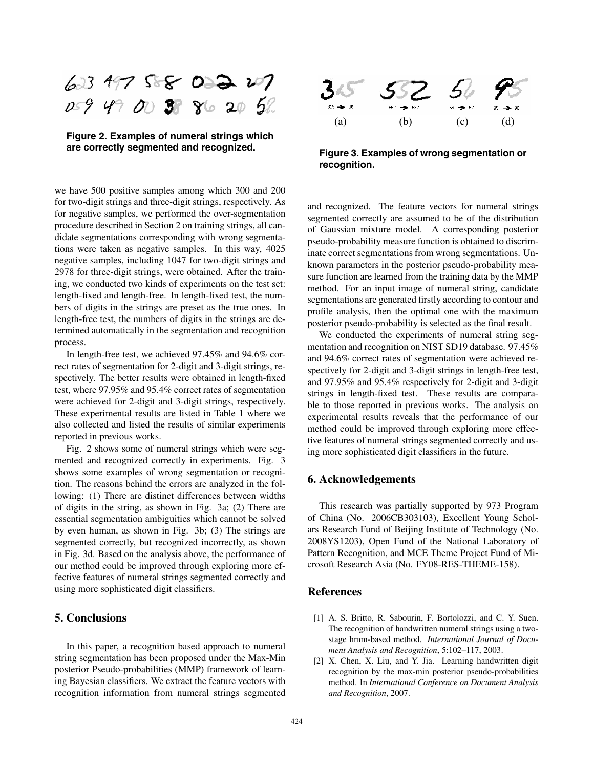Figure 2. Examples of numeral strings which are correctly segmented and recognized.

Figure 3. Examples of wrong segmentation or recognition.

we have 500 positive samples among which 300 and 200 for two-digit strings and three-digit strings, respectively. As for negative samples, we performed the over-segmentation procedure described in Section 2 on training strings, all candidate segmentations corresponding with wrong segmentations were taken as negative samples. In this way, 4025 negative samples, including 1047 for two-digit strings and 2978 for three-digit strings, were obtained. After the training, we conducted two kinds of experiments on the test set: length-fixed and length-free. In length-fixed test, the numbers of digits in the strings are preset as the true ones. In length-free test, the numbers of digits in the strings are determined automatically in the segmentation and recognition process.

In length-free test, we achieved 97.45% and 94.6% correct rates of segmentation for 2-digit and 3-digit strings, respectively. The better results were obtained in length-fixed test, where 97.95% and 95.4% correct rates of segmentation were achieved for 2-digit and 3-digit strings, respectively. These experimental results are listed in Table 1 where we also collected and listed the results of similar experiments reported in previous works.

Fig. 2 shows some of numeral strings which were segmented and recognized correctly in experiments. Fig. 3 shows some examples of wrong segmentation or recognition. The reasons behind the errors are analyzed in the following: (1) There are distinct differences between widths of digits in the string, as shown in Fig. 3a; (2) There are essential segmentation ambiguities which cannot be solved by even human, as shown in Fig. 3b; (3) The strings are segmented correctly, but recognized incorrectly, as shown in Fig. 3d. Based on the analysis above, the performance of our method could be improved through exploring more effective features of numeral strings segmented correctly and using more sophisticated digit classifiers.

## 5. Conclusions

In this paper, a recognition based approach to numeral string segmentation has been proposed under the Max-Min posterior Pseudo-probabilities (MMP) framework of learning Bayesian classifiers. We extract the feature vectors with recognition information from numeral strings segmented and recognized. The feature vectors for numeral strings segmented correctly are assumed to be of the distribution of Gaussian mixture model. A corresponding posterior pseudo-probability measure function is obtained to discriminate correct segmentations from wrong segmentations. Unknown parameters in the posterior pseudo-probability measure function are learned from the training data by the MMP method. For an input image of numeral string, candidate segmentations are generated firstly according to contour and profile analysis, then the optimal one with the maximum posterior pseudo-probability is selected as the final result.

We conducted the experiments of numeral string segmentation and recognition on NIST SD19 database. 97.45% and 94.6% correct rates of segmentation were achieved respectively for 2-digit and 3-digit strings in length-free test, and 97.95% and 95.4% respectively for 2-digit and 3-digit strings in length-fixed test. These results are comparable to those reported in previous works. The analysis on experimental results reveals that the performance of our method could be improved through exploring more effective features of numeral strings segmented correctly and using more sophisticated digit classifiers in the future.

## 6. Acknowledgements

This research was partially supported by 973 Program of China (No. 2006CB303103), Excellent Young Scholars Research Fund of Beijing Institute of Technology (No. 2008YS1203), Open Fund of the National Laboratory of Pattern Recognition, and MCE Theme Project Fund of Microsoft Research Asia (No. FY08-RES-THEME-158).

## References

[1] A. S. Britto, R. Sabourin, F. Bortolozzi, and C. Y. Suen. The recognition of handwritten numeral strings using a two-stage hmm-based method. *International Journal of Document Analysis and Recognition*, 5:102–117, 2003.

[2] X. Chen, X. Liu, and Y. Jia. Learning handwritten digit recognition by the max-min posterior pseudo-probabilities method. In *International Conference on Document Analysis and Recognition*, 2007.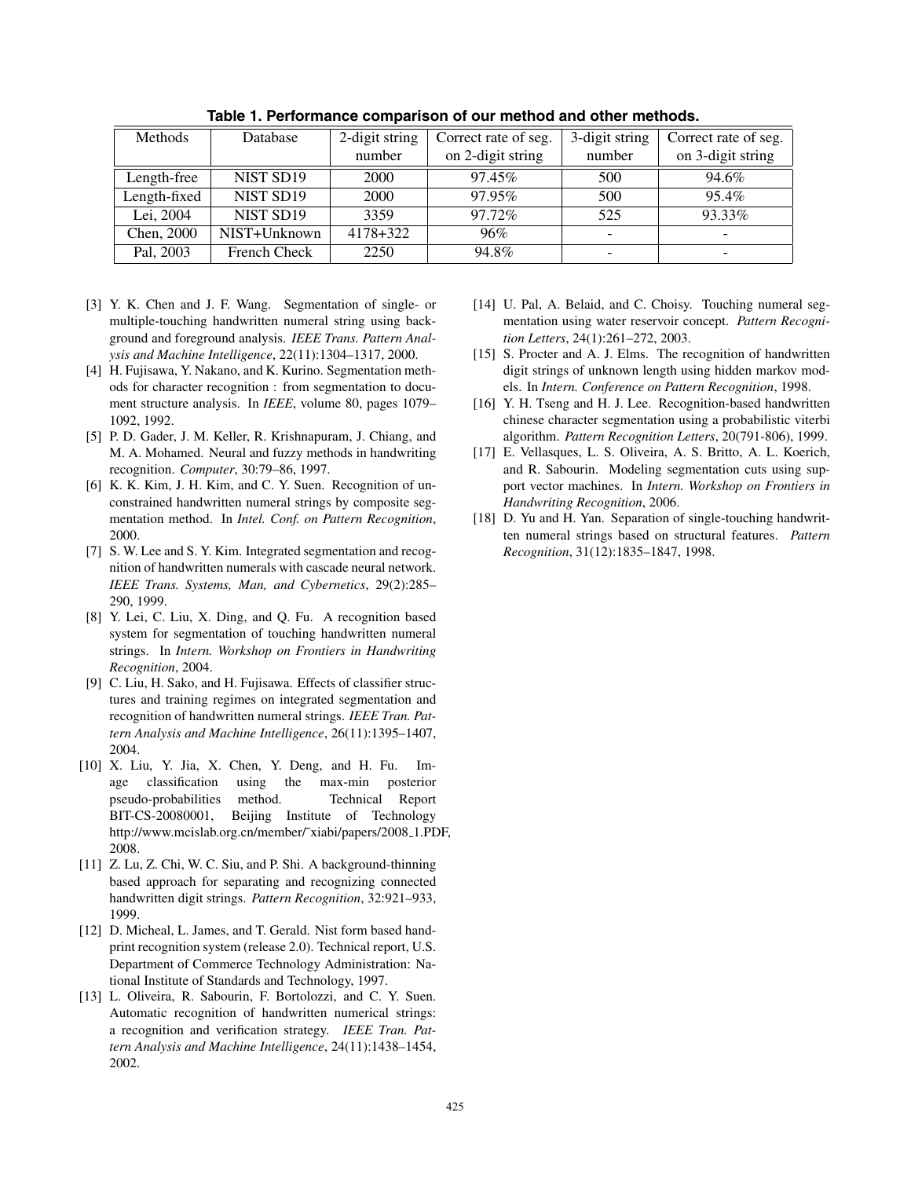**Table 1. Performance comparison of our method and other methods.**

| Methods | Database | 2-digit string number | Correct rate of seg. on 2-digit string | 3-digit string number | Correct rate of seg. on 3-digit string |
|---|---|---|---|---|---|
| Length-free | NIST SD19 | 2000 | 97.45% | 500 | 94.6% |
| Length-fixed | NIST SD19 | 2000 | 97.95% | 500 | 95.4% |
| Lei, 2004 | NIST SD19 | 3359 | 97.72% | 525 | 93.33% |
| Chen, 2000 | NIST+Unknown | 4178+322 | 96% | - | - |
| Pal, 2003 | French Check | 2250 | 94.8% | - | - |

[3] Y. K. Chen and J. F. Wang. Segmentation of single- or multiple-touching handwritten numeral string using background and foreground analysis. *IEEE Trans. Pattern Analysis and Machine Intelligence*, 22(11):1304–1317, 2000.

[4] H. Fujisawa, Y. Nakano, and K. Kurino. Segmentation methods for character recognition : from segmentation to document structure analysis. In *IEEE*, volume 80, pages 1079–1092, 1992.

[5] P. D. Gader, J. M. Keller, R. Krishnapuram, J. Chiang, and M. A. Mohamed. Neural and fuzzy methods in handwriting recognition. *Computer*, 30:79–86, 1997.

[6] K. K. Kim, J. H. Kim, and C. Y. Suen. Recognition of unconstrained handwritten numeral strings by composite segmentation method. In *Intel. Conf. on Pattern Recognition*, 2000.

[7] S. W. Lee and S. Y. Kim. Integrated segmentation and recognition of handwritten numerals with cascade neural network. *IEEE Trans. Systems, Man, and Cybernetics*, 29(2):285–290, 1999.

[8] Y. Lei, C. Liu, X. Ding, and Q. Fu. A recognition based system for segmentation of touching handwritten numeral strings. In *Intern. Workshop on Frontiers in Handwriting Recognition*, 2004.

[9] C. Liu, H. Sako, and H. Fujisawa. Effects of classifier structures and training regimes on integrated segmentation and recognition of handwritten numeral strings. *IEEE Tran. Pattern Analysis and Machine Intelligence*, 26(11):1395–1407, 2004.

[10] X. Liu, Y. Jia, X. Chen, Y. Deng, and H. Fu. Image classification using the max-min posterior pseudo-probabilities method. Technical Report BIT-CS-20080001, Beijing Institute of Technology http://www.mcislab.org.cn/member/~xiabi/papers/2008_1.PDF, 2008.

[11] Z. Lu, Z. Chi, W. C. Siu, and P. Shi. A background-thinning based approach for separating and recognizing connected handwritten digit strings. *Pattern Recognition*, 32:921–933, 1999.

[12] D. Micheal, L. James, and T. Gerald. Nist form based handprint recognition system (release 2.0). Technical report, U.S. Department of Commerce Technology Administration: National Institute of Standards and Technology, 1997.

[13] L. Oliveira, R. Sabourin, F. Bortolozzi, and C. Y. Suen. Automatic recognition of handwritten numerical strings: a recognition and verification strategy. *IEEE Tran. Pattern Analysis and Machine Intelligence*, 24(11):1438–1454, 2002.

[14] U. Pal, A. Belaid, and C. Choisy. Touching numeral segmentation using water reservoir concept. *Pattern Recognition Letters*, 24(1):261–272, 2003.

[15] S. Procter and A. J. Elms. The recognition of handwritten digit strings of unknown length using hidden markov models. In *Intern. Conference on Pattern Recognition*, 1998.

[16] Y. H. Tseng and H. J. Lee. Recognition-based handwritten chinese character segmentation using a probabilistic viterbi algorithm. *Pattern Recognition Letters*, 20(791-806), 1999.

[17] E. Vellasques, L. S. Oliveira, A. S. Britto, A. L. Koerich, and R. Sabourin. Modeling segmentation cuts using support vector machines. In *Intern. Workshop on Frontiers in Handwriting Recognition*, 2006.

[18] D. Yu and H. Yan. Separation of single-touching handwritten numeral strings based on structural features. *Pattern Recognition*, 31(12):1835–1847, 1998.